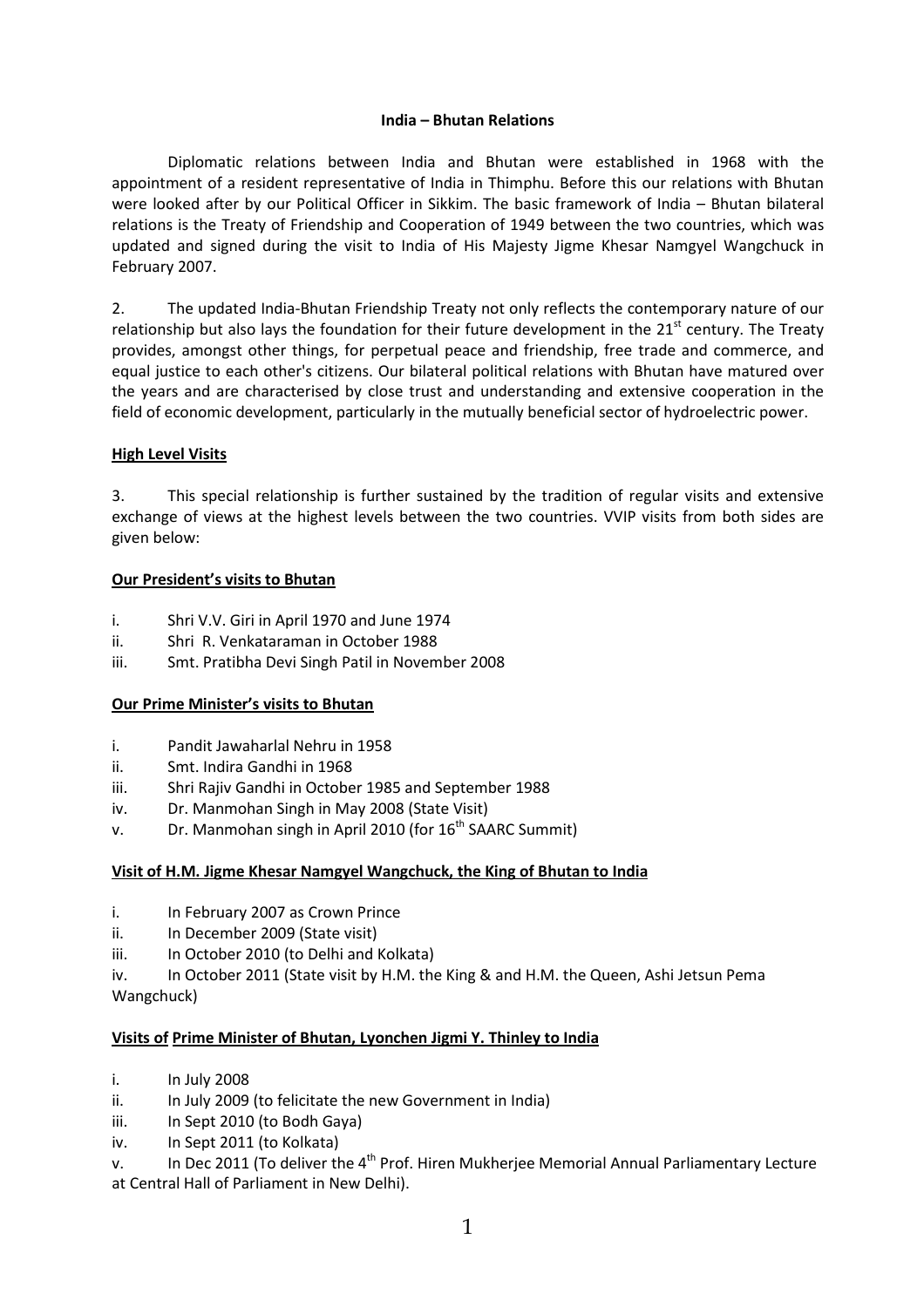# India – Bhutan Relations

Diplomatic relations between India and Bhutan were established in 1968 with the appointment of a resident representative of India in Thimphu. Before this our relations with Bhutan were looked after by our Political Officer in Sikkim. The basic framework of India – Bhutan bilateral relations is the Treaty of Friendship and Cooperation of 1949 between the two countries, which was updated and signed during the visit to India of His Majesty Jigme Khesar Namgyel Wangchuck in February 2007.

2. The updated India-Bhutan Friendship Treaty not only reflects the contemporary nature of our relationship but also lays the foundation for their future development in the 21st century. The Treaty provides, amongst other things, for perpetual peace and friendship, free trade and commerce, and equal justice to each other's citizens. Our bilateral political relations with Bhutan have matured over the years and are characterised by close trust and understanding and extensive cooperation in the field of economic development, particularly in the mutually beneficial sector of hydroelectric power.

## High Level Visits

3. This special relationship is further sustained by the tradition of regular visits and extensive exchange of views at the highest levels between the two countries. VVIP visits from both sides are given below:

### Our President's visits to Bhutan

i. Shri V.V. Giri in April 1970 and June 1974
ii. Shri R. Venkataraman in October 1988
iii. Smt. Pratibha Devi Singh Patil in November 2008

### Our Prime Minister's visits to Bhutan

i. Pandit Jawaharlal Nehru in 1958
ii. Smt. Indira Gandhi in 1968
iii. Shri Rajiv Gandhi in October 1985 and September 1988
iv. Dr. Manmohan Singh in May 2008 (State Visit)
v. Dr. Manmohan singh in April 2010 (for 16th SAARC Summit)

### Visit of H.M. Jigme Khesar Namgyel Wangchuck, the King of Bhutan to India

i. In February 2007 as Crown Prince
ii. In December 2009 (State visit)
iii. In October 2010 (to Delhi and Kolkata)
iv. In October 2011 (State visit by H.M. the King & and H.M. the Queen, Ashi Jetsun Pema Wangchuck)

### Visits of Prime Minister of Bhutan, Lyonchen Jigmi Y. Thinley to India

i. In July 2008
ii. In July 2009 (to felicitate the new Government in India)
iii. In Sept 2010 (to Bodh Gaya)
iv. In Sept 2011 (to Kolkata)
v. In Dec 2011 (To deliver the 4th Prof. Hiren Mukherjee Memorial Annual Parliamentary Lecture at Central Hall of Parliament in New Delhi).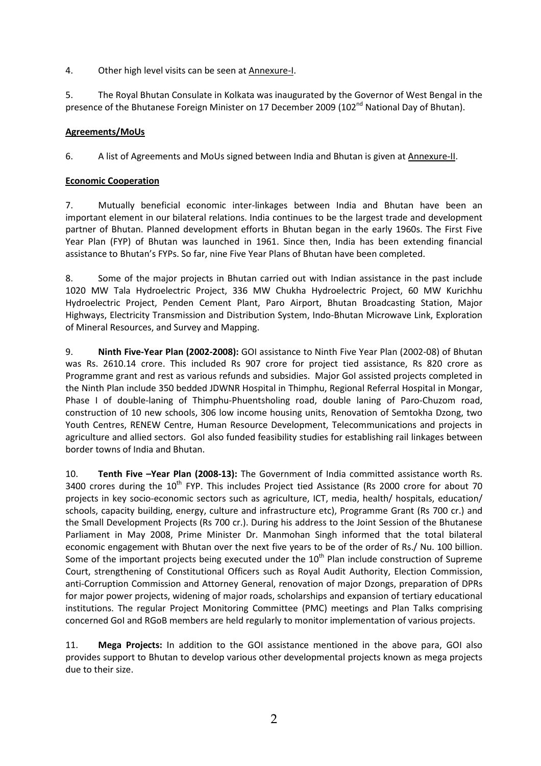4. Other high level visits can be seen at Annexure-I.

5. The Royal Bhutan Consulate in Kolkata was inaugurated by the Governor of West Bengal in the presence of the Bhutanese Foreign Minister on 17 December 2009 (102nd National Day of Bhutan).

## Agreements/MoUs

6. A list of Agreements and MoUs signed between India and Bhutan is given at Annexure-II.

## Economic Cooperation

7. Mutually beneficial economic inter-linkages between India and Bhutan have been an important element in our bilateral relations. India continues to be the largest trade and development partner of Bhutan. Planned development efforts in Bhutan began in the early 1960s. The First Five Year Plan (FYP) of Bhutan was launched in 1961. Since then, India has been extending financial assistance to Bhutan's FYPs. So far, nine Five Year Plans of Bhutan have been completed.

8. Some of the major projects in Bhutan carried out with Indian assistance in the past include 1020 MW Tala Hydroelectric Project, 336 MW Chukha Hydroelectric Project, 60 MW Kurichhu Hydroelectric Project, Penden Cement Plant, Paro Airport, Bhutan Broadcasting Station, Major Highways, Electricity Transmission and Distribution System, Indo-Bhutan Microwave Link, Exploration of Mineral Resources, and Survey and Mapping.

9. **Ninth Five-Year Plan (2002-2008):** GOI assistance to Ninth Five Year Plan (2002-08) of Bhutan was Rs. 2610.14 crore. This included Rs 907 crore for project tied assistance, Rs 820 crore as Programme grant and rest as various refunds and subsidies. Major GoI assisted projects completed in the Ninth Plan include 350 bedded JDWNR Hospital in Thimphu, Regional Referral Hospital in Mongar, Phase I of double-laning of Thimphu-Phuentsholing road, double laning of Paro-Chuzom road, construction of 10 new schools, 306 low income housing units, Renovation of Semtokha Dzong, two Youth Centres, RENEW Centre, Human Resource Development, Telecommunications and projects in agriculture and allied sectors. GoI also funded feasibility studies for establishing rail linkages between border towns of India and Bhutan.

10. **Tenth Five –Year Plan (2008-13):** The Government of India committed assistance worth Rs. 3400 crores during the 10th FYP. This includes Project tied Assistance (Rs 2000 crore for about 70 projects in key socio-economic sectors such as agriculture, ICT, media, health/ hospitals, education/ schools, capacity building, energy, culture and infrastructure etc), Programme Grant (Rs 700 cr.) and the Small Development Projects (Rs 700 cr.). During his address to the Joint Session of the Bhutanese Parliament in May 2008, Prime Minister Dr. Manmohan Singh informed that the total bilateral economic engagement with Bhutan over the next five years to be of the order of Rs./ Nu. 100 billion. Some of the important projects being executed under the 10th Plan include construction of Supreme Court, strengthening of Constitutional Officers such as Royal Audit Authority, Election Commission, anti-Corruption Commission and Attorney General, renovation of major Dzongs, preparation of DPRs for major power projects, widening of major roads, scholarships and expansion of tertiary educational institutions. The regular Project Monitoring Committee (PMC) meetings and Plan Talks comprising concerned GoI and RGoB members are held regularly to monitor implementation of various projects.

11. **Mega Projects:** In addition to the GOI assistance mentioned in the above para, GOI also provides support to Bhutan to develop various other developmental projects known as mega projects due to their size.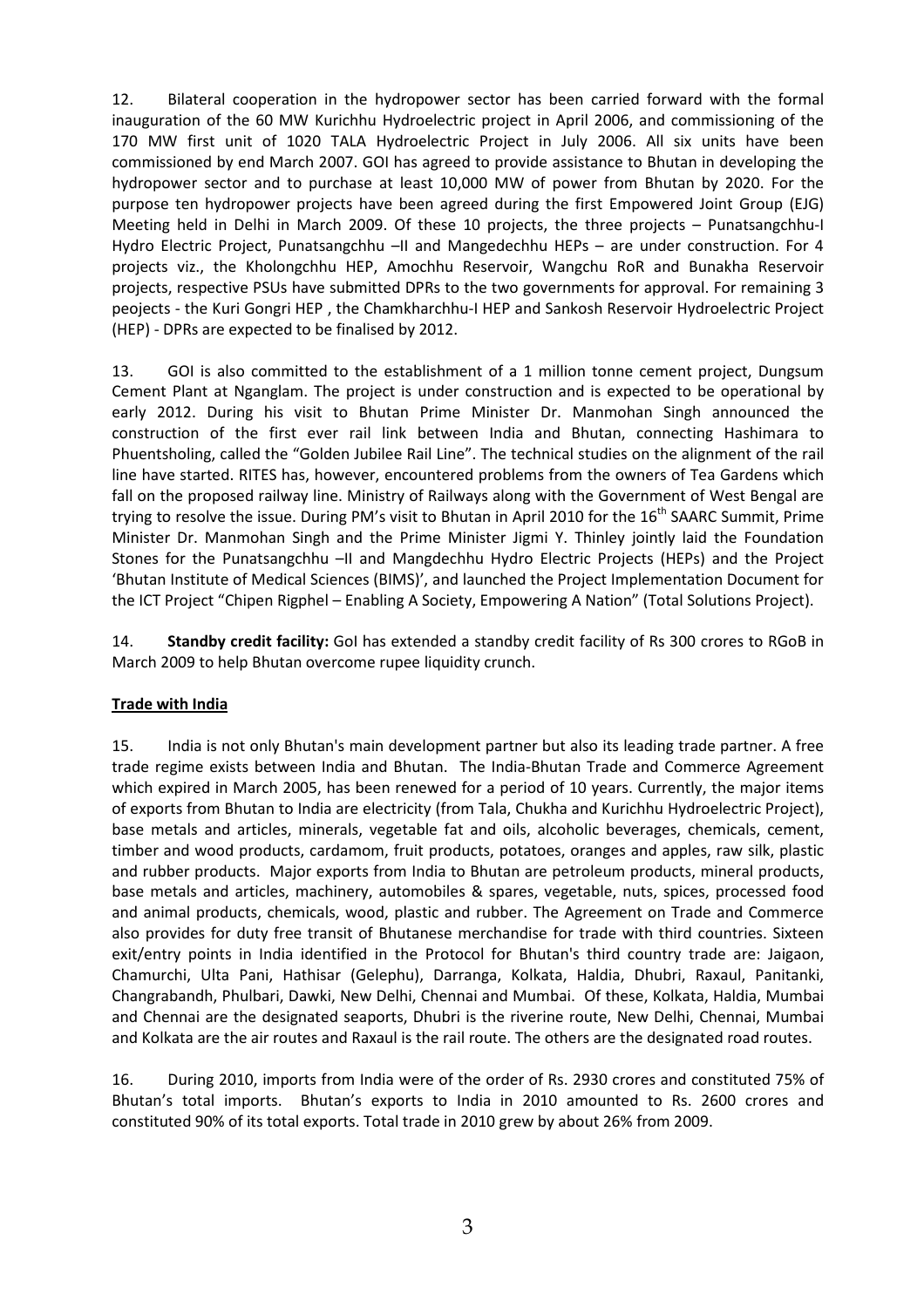12. Bilateral cooperation in the hydropower sector has been carried forward with the formal inauguration of the 60 MW Kurichhu Hydroelectric project in April 2006, and commissioning of the 170 MW first unit of 1020 TALA Hydroelectric Project in July 2006. All six units have been commissioned by end March 2007. GOI has agreed to provide assistance to Bhutan in developing the hydropower sector and to purchase at least 10,000 MW of power from Bhutan by 2020. For the purpose ten hydropower projects have been agreed during the first Empowered Joint Group (EJG) Meeting held in Delhi in March 2009. Of these 10 projects, the three projects – Punatsangchhu-I Hydro Electric Project, Punatsangchhu –II and Mangedechhu HEPs – are under construction. For 4 projects viz., the Kholongchhu HEP, Amochhu Reservoir, Wangchu RoR and Bunakha Reservoir projects, respective PSUs have submitted DPRs to the two governments for approval. For remaining 3 peojects - the Kuri Gongri HEP , the Chamkharchhu-I HEP and Sankosh Reservoir Hydroelectric Project (HEP) - DPRs are expected to be finalised by 2012.

13. GOI is also committed to the establishment of a 1 million tonne cement project, Dungsum Cement Plant at Nganglam. The project is under construction and is expected to be operational by early 2012. During his visit to Bhutan Prime Minister Dr. Manmohan Singh announced the construction of the first ever rail link between India and Bhutan, connecting Hashimara to Phuentsholing, called the "Golden Jubilee Rail Line". The technical studies on the alignment of the rail line have started. RITES has, however, encountered problems from the owners of Tea Gardens which fall on the proposed railway line. Ministry of Railways along with the Government of West Bengal are trying to resolve the issue. During PM's visit to Bhutan in April 2010 for the 16th SAARC Summit, Prime Minister Dr. Manmohan Singh and the Prime Minister Jigmi Y. Thinley jointly laid the Foundation Stones for the Punatsangchhu –II and Mangdechhu Hydro Electric Projects (HEPs) and the Project 'Bhutan Institute of Medical Sciences (BIMS)', and launched the Project Implementation Document for the ICT Project "Chipen Rigphel – Enabling A Society, Empowering A Nation" (Total Solutions Project).

14. **Standby credit facility:** GoI has extended a standby credit facility of Rs 300 crores to RGoB in March 2009 to help Bhutan overcome rupee liquidity crunch.

## Trade with India

15. India is not only Bhutan's main development partner but also its leading trade partner. A free trade regime exists between India and Bhutan. The India-Bhutan Trade and Commerce Agreement which expired in March 2005, has been renewed for a period of 10 years. Currently, the major items of exports from Bhutan to India are electricity (from Tala, Chukha and Kurichhu Hydroelectric Project), base metals and articles, minerals, vegetable fat and oils, alcoholic beverages, chemicals, cement, timber and wood products, cardamom, fruit products, potatoes, oranges and apples, raw silk, plastic and rubber products. Major exports from India to Bhutan are petroleum products, mineral products, base metals and articles, machinery, automobiles & spares, vegetable, nuts, spices, processed food and animal products, chemicals, wood, plastic and rubber. The Agreement on Trade and Commerce also provides for duty free transit of Bhutanese merchandise for trade with third countries. Sixteen exit/entry points in India identified in the Protocol for Bhutan's third country trade are: Jaigaon, Chamurchi, Ulta Pani, Hathisar (Gelephu), Darranga, Kolkata, Haldia, Dhubri, Raxaul, Panitanki, Changrabandh, Phulbari, Dawki, New Delhi, Chennai and Mumbai. Of these, Kolkata, Haldia, Mumbai and Chennai are the designated seaports, Dhubri is the riverine route, New Delhi, Chennai, Mumbai and Kolkata are the air routes and Raxaul is the rail route. The others are the designated road routes.

16. During 2010, imports from India were of the order of Rs. 2930 crores and constituted 75% of Bhutan's total imports. Bhutan's exports to India in 2010 amounted to Rs. 2600 crores and constituted 90% of its total exports. Total trade in 2010 grew by about 26% from 2009.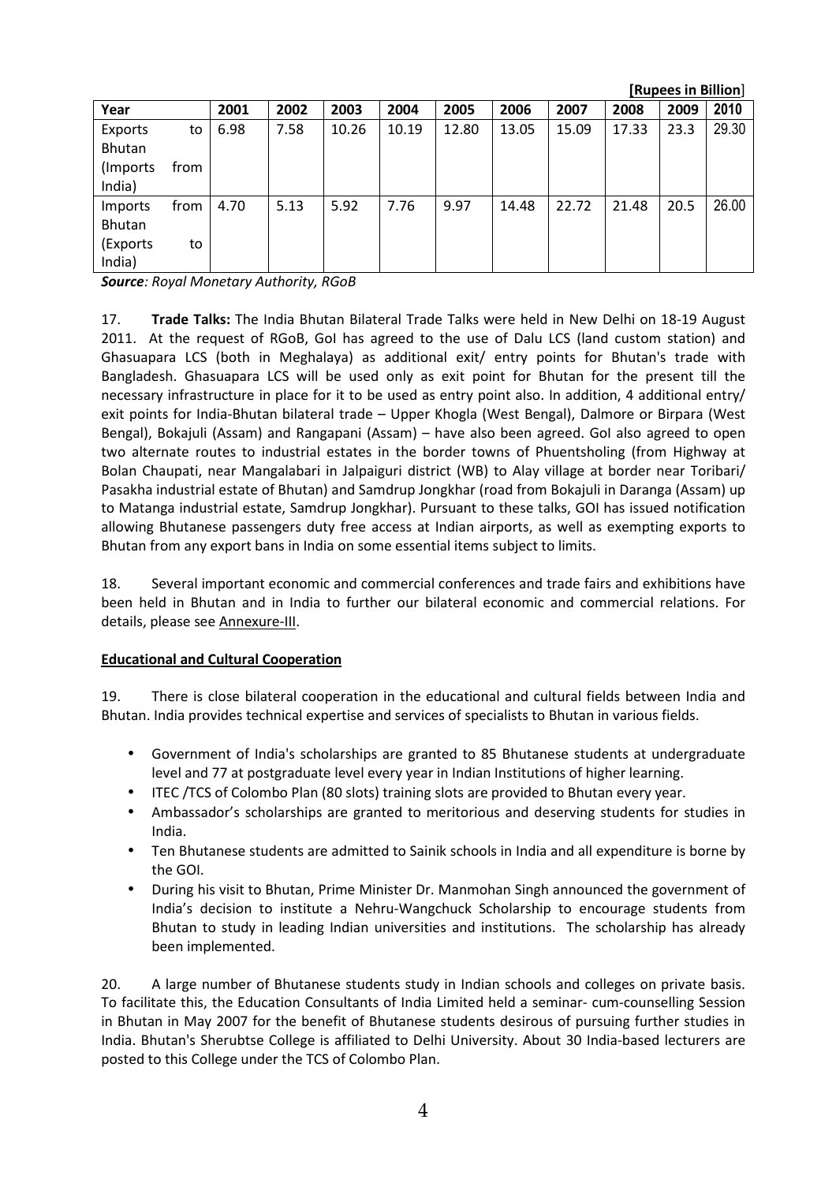**[Rupees in Billion]**

| Year | 2001 | 2002 | 2003 | 2004 | 2005 | 2006 | 2007 | 2008 | 2009 | 2010 |
|---|---|---|---|---|---|---|---|---|---|---|
| Exports to Bhutan (Imports from India) | 6.98 | 7.58 | 10.26 | 10.19 | 12.80 | 13.05 | 15.09 | 17.33 | 23.3 | 29.30 |
| Imports from Bhutan (Exports to India) | 4.70 | 5.13 | 5.92 | 7.76 | 9.97 | 14.48 | 22.72 | 21.48 | 20.5 | 26.00 |

***Source**: Royal Monetary Authority, RGoB*

17. **Trade Talks:** The India Bhutan Bilateral Trade Talks were held in New Delhi on 18-19 August 2011. At the request of RGoB, GoI has agreed to the use of Dalu LCS (land custom station) and Ghasuapara LCS (both in Meghalaya) as additional exit/ entry points for Bhutan's trade with Bangladesh. Ghasuapara LCS will be used only as exit point for Bhutan for the present till the necessary infrastructure in place for it to be used as entry point also. In addition, 4 additional entry/ exit points for India-Bhutan bilateral trade – Upper Khogla (West Bengal), Dalmore or Birpara (West Bengal), Bokajuli (Assam) and Rangapani (Assam) – have also been agreed. GoI also agreed to open two alternate routes to industrial estates in the border towns of Phuentsholing (from Highway at Bolan Chaupati, near Mangalabari in Jalpaiguri district (WB) to Alay village at border near Toribari/ Pasakha industrial estate of Bhutan) and Samdrup Jongkhar (road from Bokajuli in Daranga (Assam) up to Matanga industrial estate, Samdrup Jongkhar). Pursuant to these talks, GOI has issued notification allowing Bhutanese passengers duty free access at Indian airports, as well as exempting exports to Bhutan from any export bans in India on some essential items subject to limits.

18. Several important economic and commercial conferences and trade fairs and exhibitions have been held in Bhutan and in India to further our bilateral economic and commercial relations. For details, please see Annexure-III.

**Educational and Cultural Cooperation**

19. There is close bilateral cooperation in the educational and cultural fields between India and Bhutan. India provides technical expertise and services of specialists to Bhutan in various fields.

- Government of India's scholarships are granted to 85 Bhutanese students at undergraduate level and 77 at postgraduate level every year in Indian Institutions of higher learning.
- ITEC /TCS of Colombo Plan (80 slots) training slots are provided to Bhutan every year.
- Ambassador's scholarships are granted to meritorious and deserving students for studies in India.
- Ten Bhutanese students are admitted to Sainik schools in India and all expenditure is borne by the GOI.
- During his visit to Bhutan, Prime Minister Dr. Manmohan Singh announced the government of India's decision to institute a Nehru-Wangchuck Scholarship to encourage students from Bhutan to study in leading Indian universities and institutions. The scholarship has already been implemented.

20. A large number of Bhutanese students study in Indian schools and colleges on private basis. To facilitate this, the Education Consultants of India Limited held a seminar- cum-counselling Session in Bhutan in May 2007 for the benefit of Bhutanese students desirous of pursuing further studies in India. Bhutan's Sherubtse College is affiliated to Delhi University. About 30 India-based lecturers are posted to this College under the TCS of Colombo Plan.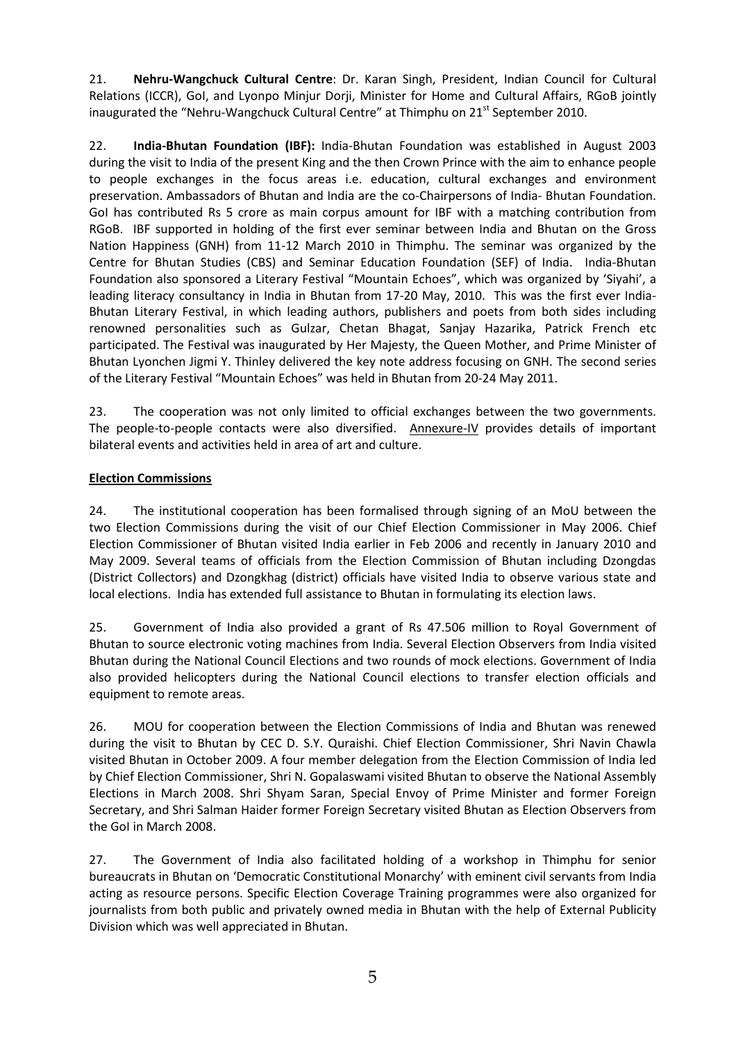21. **Nehru-Wangchuck Cultural Centre**: Dr. Karan Singh, President, Indian Council for Cultural Relations (ICCR), GoI, and Lyonpo Minjur Dorji, Minister for Home and Cultural Affairs, RGoB jointly inaugurated the "Nehru-Wangchuck Cultural Centre" at Thimphu on 21st September 2010.

22. **India-Bhutan Foundation (IBF):** India-Bhutan Foundation was established in August 2003 during the visit to India of the present King and the then Crown Prince with the aim to enhance people to people exchanges in the focus areas i.e. education, cultural exchanges and environment preservation. Ambassadors of Bhutan and India are the co-Chairpersons of India- Bhutan Foundation. GoI has contributed Rs 5 crore as main corpus amount for IBF with a matching contribution from RGoB. IBF supported in holding of the first ever seminar between India and Bhutan on the Gross Nation Happiness (GNH) from 11-12 March 2010 in Thimphu. The seminar was organized by the Centre for Bhutan Studies (CBS) and Seminar Education Foundation (SEF) of India. India-Bhutan Foundation also sponsored a Literary Festival "Mountain Echoes", which was organized by 'Siyahi', a leading literacy consultancy in India in Bhutan from 17-20 May, 2010. This was the first ever India-Bhutan Literary Festival, in which leading authors, publishers and poets from both sides including renowned personalities such as Gulzar, Chetan Bhagat, Sanjay Hazarika, Patrick French etc participated. The Festival was inaugurated by Her Majesty, the Queen Mother, and Prime Minister of Bhutan Lyonchen Jigmi Y. Thinley delivered the key note address focusing on GNH. The second series of the Literary Festival "Mountain Echoes" was held in Bhutan from 20-24 May 2011.

23. The cooperation was not only limited to official exchanges between the two governments. The people-to-people contacts were also diversified. Annexure-IV provides details of important bilateral events and activities held in area of art and culture.

**Election Commissions**

24. The institutional cooperation has been formalised through signing of an MoU between the two Election Commissions during the visit of our Chief Election Commissioner in May 2006. Chief Election Commissioner of Bhutan visited India earlier in Feb 2006 and recently in January 2010 and May 2009. Several teams of officials from the Election Commission of Bhutan including Dzongdas (District Collectors) and Dzongkhag (district) officials have visited India to observe various state and local elections. India has extended full assistance to Bhutan in formulating its election laws.

25. Government of India also provided a grant of Rs 47.506 million to Royal Government of Bhutan to source electronic voting machines from India. Several Election Observers from India visited Bhutan during the National Council Elections and two rounds of mock elections. Government of India also provided helicopters during the National Council elections to transfer election officials and equipment to remote areas.

26. MOU for cooperation between the Election Commissions of India and Bhutan was renewed during the visit to Bhutan by CEC D. S.Y. Quraishi. Chief Election Commissioner, Shri Navin Chawla visited Bhutan in October 2009. A four member delegation from the Election Commission of India led by Chief Election Commissioner, Shri N. Gopalaswami visited Bhutan to observe the National Assembly Elections in March 2008. Shri Shyam Saran, Special Envoy of Prime Minister and former Foreign Secretary, and Shri Salman Haider former Foreign Secretary visited Bhutan as Election Observers from the GoI in March 2008.

27. The Government of India also facilitated holding of a workshop in Thimphu for senior bureaucrats in Bhutan on 'Democratic Constitutional Monarchy' with eminent civil servants from India acting as resource persons. Specific Election Coverage Training programmes were also organized for journalists from both public and privately owned media in Bhutan with the help of External Publicity Division which was well appreciated in Bhutan.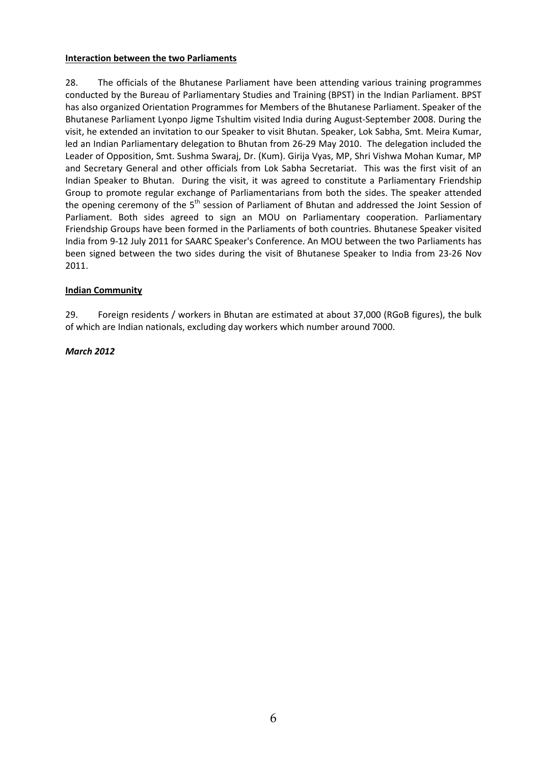**Interaction between the two Parliaments**

28. The officials of the Bhutanese Parliament have been attending various training programmes conducted by the Bureau of Parliamentary Studies and Training (BPST) in the Indian Parliament. BPST has also organized Orientation Programmes for Members of the Bhutanese Parliament. Speaker of the Bhutanese Parliament Lyonpo Jigme Tshultim visited India during August-September 2008. During the visit, he extended an invitation to our Speaker to visit Bhutan. Speaker, Lok Sabha, Smt. Meira Kumar, led an Indian Parliamentary delegation to Bhutan from 26-29 May 2010. The delegation included the Leader of Opposition, Smt. Sushma Swaraj, Dr. (Kum). Girija Vyas, MP, Shri Vishwa Mohan Kumar, MP and Secretary General and other officials from Lok Sabha Secretariat. This was the first visit of an Indian Speaker to Bhutan. During the visit, it was agreed to constitute a Parliamentary Friendship Group to promote regular exchange of Parliamentarians from both the sides. The speaker attended the opening ceremony of the 5th session of Parliament of Bhutan and addressed the Joint Session of Parliament. Both sides agreed to sign an MOU on Parliamentary cooperation. Parliamentary Friendship Groups have been formed in the Parliaments of both countries. Bhutanese Speaker visited India from 9-12 July 2011 for SAARC Speaker's Conference. An MOU between the two Parliaments has been signed between the two sides during the visit of Bhutanese Speaker to India from 23-26 Nov 2011.

**Indian Community**

29. Foreign residents / workers in Bhutan are estimated at about 37,000 (RGoB figures), the bulk of which are Indian nationals, excluding day workers which number around 7000.

***March 2012***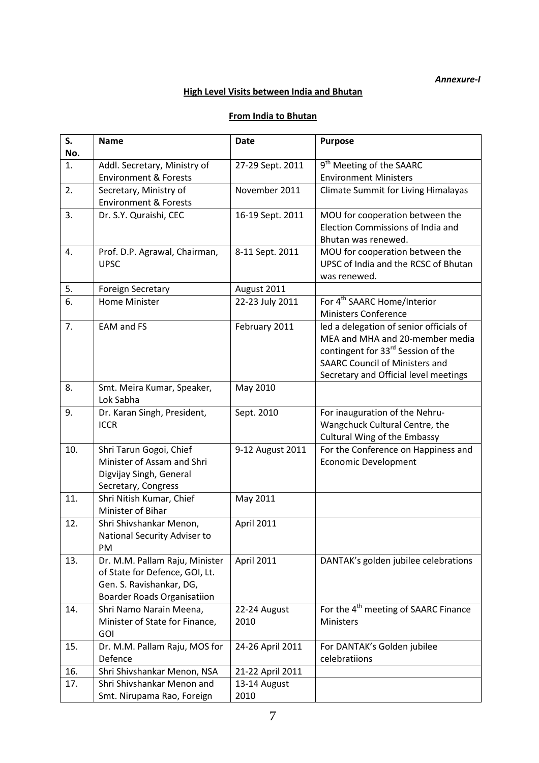*Annexure-I*

**High Level Visits between India and Bhutan**

**From India to Bhutan**

| S. No. | Name | Date | Purpose |
|---|---|---|---|
| 1. | Addl. Secretary, Ministry of Environment & Forests | 27-29 Sept. 2011 | 9th Meeting of the SAARC Environment Ministers |
| 2. | Secretary, Ministry of Environment & Forests | November 2011 | Climate Summit for Living Himalayas |
| 3. | Dr. S.Y. Quraishi, CEC | 16-19 Sept. 2011 | MOU for cooperation between the Election Commissions of India and Bhutan was renewed. |
| 4. | Prof. D.P. Agrawal, Chairman, UPSC | 8-11 Sept. 2011 | MOU for cooperation between the UPSC of India and the RCSC of Bhutan was renewed. |
| 5. | Foreign Secretary | August 2011 | |
| 6. | Home Minister | 22-23 July 2011 | For 4th SAARC Home/Interior Ministers Conference |
| 7. | EAM and FS | February 2011 | led a delegation of senior officials of MEA and MHA and 20-member media contingent for 33rd Session of the SAARC Council of Ministers and Secretary and Official level meetings |
| 8. | Smt. Meira Kumar, Speaker, Lok Sabha | May 2010 | |
| 9. | Dr. Karan Singh, President, ICCR | Sept. 2010 | For inauguration of the Nehru-Wangchuck Cultural Centre, the Cultural Wing of the Embassy |
| 10. | Shri Tarun Gogoi, Chief Minister of Assam and Shri Digvijay Singh, General Secretary, Congress | 9-12 August 2011 | For the Conference on Happiness and Economic Development |
| 11. | Shri Nitish Kumar, Chief Minister of Bihar | May 2011 | |
| 12. | Shri Shivshankar Menon, National Security Adviser to PM | April 2011 | |
| 13. | Dr. M.M. Pallam Raju, Minister of State for Defence, GOI, Lt. Gen. S. Ravishankar, DG, Boarder Roads Organisatiion | April 2011 | DANTAK's golden jubilee celebrations |
| 14. | Shri Namo Narain Meena, Minister of State for Finance, GOI | 22-24 August 2010 | For the 4th meeting of SAARC Finance Ministers |
| 15. | Dr. M.M. Pallam Raju, MOS for Defence | 24-26 April 2011 | For DANTAK's Golden jubilee celebratiions |
| 16. | Shri Shivshankar Menon, NSA | 21-22 April 2011 | |
| 17. | Shri Shivshankar Menon and Smt. Nirupama Rao, Foreign | 13-14 August 2010 | |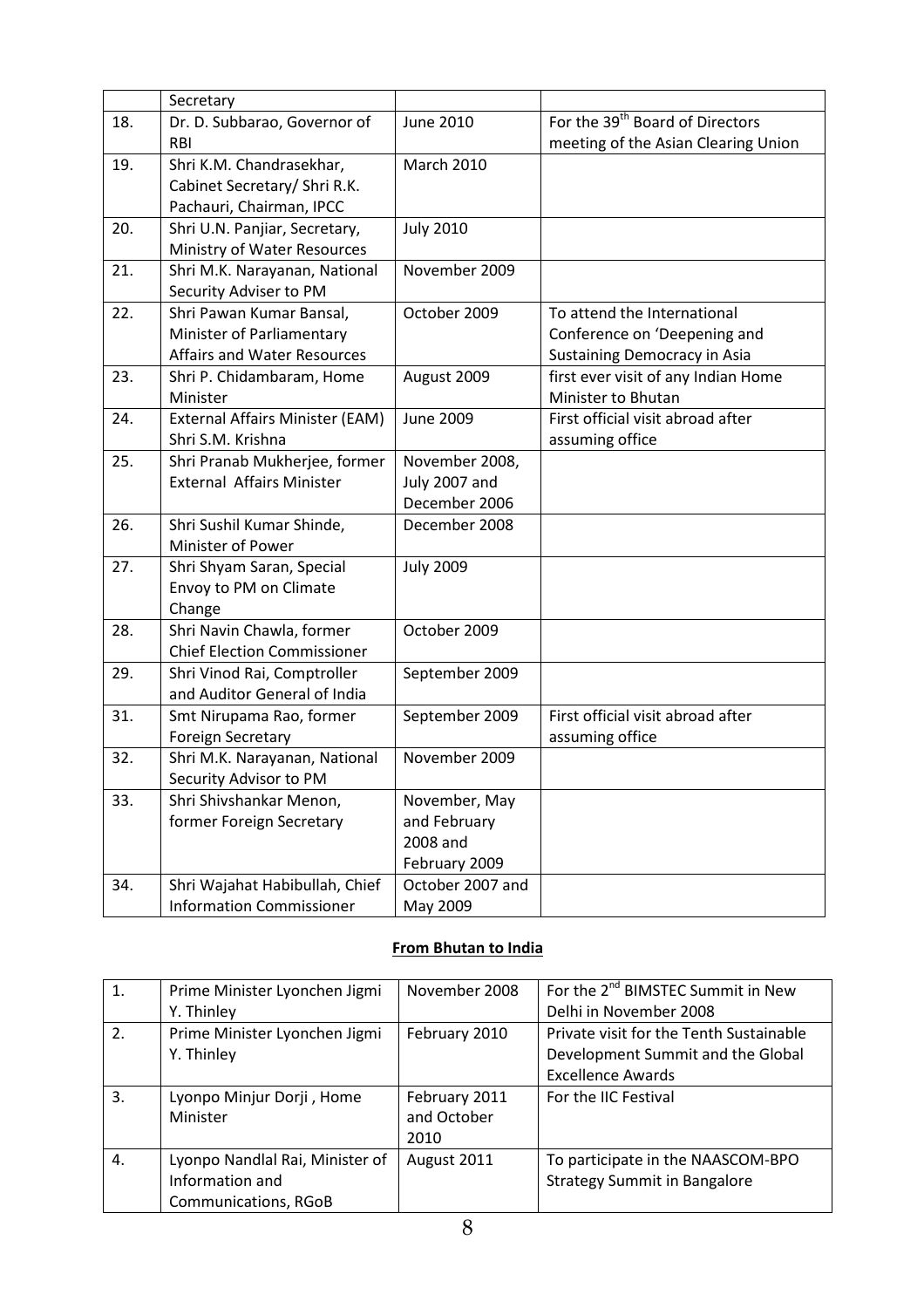| | Secretary | | |
|---|---|---|---|
| 18. | Dr. D. Subbarao, Governor of RBI | June 2010 | For the 39th Board of Directors meeting of the Asian Clearing Union |
| 19. | Shri K.M. Chandrasekhar, Cabinet Secretary/ Shri R.K. Pachauri, Chairman, IPCC | March 2010 | |
| 20. | Shri U.N. Panjiar, Secretary, Ministry of Water Resources | July 2010 | |
| 21. | Shri M.K. Narayanan, National Security Adviser to PM | November 2009 | |
| 22. | Shri Pawan Kumar Bansal, Minister of Parliamentary Affairs and Water Resources | October 2009 | To attend the International Conference on 'Deepening and Sustaining Democracy in Asia |
| 23. | Shri P. Chidambaram, Home Minister | August 2009 | first ever visit of any Indian Home Minister to Bhutan |
| 24. | External Affairs Minister (EAM) Shri S.M. Krishna | June 2009 | First official visit abroad after assuming office |
| 25. | Shri Pranab Mukherjee, former External Affairs Minister | November 2008, July 2007 and December 2006 | |
| 26. | Shri Sushil Kumar Shinde, Minister of Power | December 2008 | |
| 27. | Shri Shyam Saran, Special Envoy to PM on Climate Change | July 2009 | |
| 28. | Shri Navin Chawla, former Chief Election Commissioner | October 2009 | |
| 29. | Shri Vinod Rai, Comptroller and Auditor General of India | September 2009 | |
| 31. | Smt Nirupama Rao, former Foreign Secretary | September 2009 | First official visit abroad after assuming office |
| 32. | Shri M.K. Narayanan, National Security Advisor to PM | November 2009 | |
| 33. | Shri Shivshankar Menon, former Foreign Secretary | November, May and February 2008 and February 2009 | |
| 34. | Shri Wajahat Habibullah, Chief Information Commissioner | October 2007 and May 2009 | |

**From Bhutan to India**

| | | | |
|---|---|---|---|
| 1. | Prime Minister Lyonchen Jigmi Y. Thinley | November 2008 | For the 2nd BIMSTEC Summit in New Delhi in November 2008 |
| 2. | Prime Minister Lyonchen Jigmi Y. Thinley | February 2010 | Private visit for the Tenth Sustainable Development Summit and the Global Excellence Awards |
| 3. | Lyonpo Minjur Dorji , Home Minister | February 2011 and October 2010 | For the IIC Festival |
| 4. | Lyonpo Nandlal Rai, Minister of Information and Communications, RGoB | August 2011 | To participate in the NAASCOM-BPO Strategy Summit in Bangalore |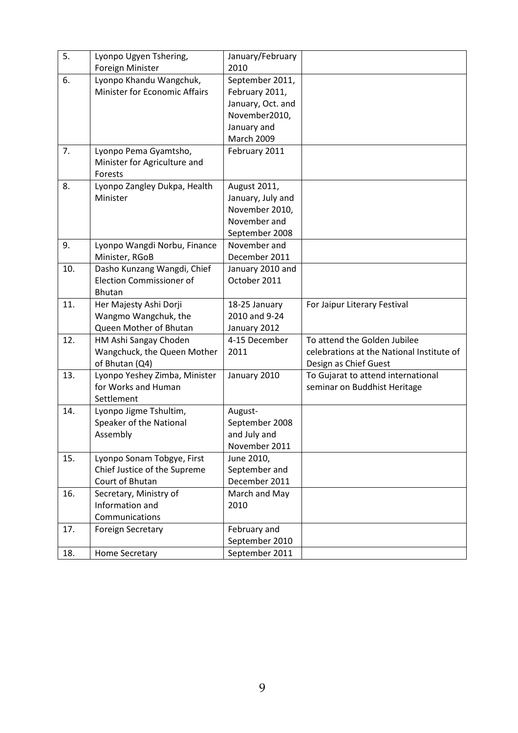| 5. | Lyonpo Ugyen Tshering, Foreign Minister | January/February 2010 | |
|---|---|---|---|
| 6. | Lyonpo Khandu Wangchuk, Minister for Economic Affairs | September 2011, February 2011, January, Oct. and November2010, January and March 2009 | |
| 7. | Lyonpo Pema Gyamtsho, Minister for Agriculture and Forests | February 2011 | |
| 8. | Lyonpo Zangley Dukpa, Health Minister | August 2011, January, July and November 2010, November and September 2008 | |
| 9. | Lyonpo Wangdi Norbu, Finance Minister, RGoB | November and December 2011 | |
| 10. | Dasho Kunzang Wangdi, Chief Election Commissioner of Bhutan | January 2010 and October 2011 | |
| 11. | Her Majesty Ashi Dorji Wangmo Wangchuk, the Queen Mother of Bhutan | 18-25 January 2010 and 9-24 January 2012 | For Jaipur Literary Festival |
| 12. | HM Ashi Sangay Choden Wangchuck, the Queen Mother of Bhutan (Q4) | 4-15 December 2011 | To attend the Golden Jubilee celebrations at the National Institute of Design as Chief Guest |
| 13. | Lyonpo Yeshey Zimba, Minister for Works and Human Settlement | January 2010 | To Gujarat to attend international seminar on Buddhist Heritage |
| 14. | Lyonpo Jigme Tshultim, Speaker of the National Assembly | August-September 2008 and July and November 2011 | |
| 15. | Lyonpo Sonam Tobgye, First Chief Justice of the Supreme Court of Bhutan | June 2010, September and December 2011 | |
| 16. | Secretary, Ministry of Information and Communications | March and May 2010 | |
| 17. | Foreign Secretary | February and September 2010 | |
| 18. | Home Secretary | September 2011 | |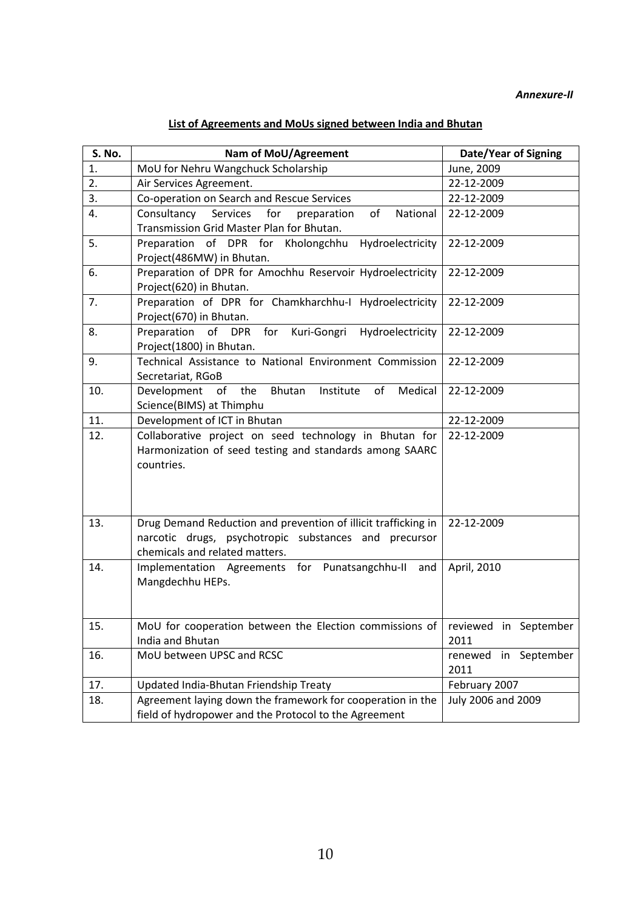*Annexure-II*

**List of Agreements and MoUs signed between India and Bhutan**

| S. No. | Nam of MoU/Agreement | Date/Year of Signing |
|---|---|---|
| 1. | MoU for Nehru Wangchuck Scholarship | June, 2009 |
| 2. | Air Services Agreement. | 22-12-2009 |
| 3. | Co-operation on Search and Rescue Services | 22-12-2009 |
| 4. | Consultancy Services for preparation of National Transmission Grid Master Plan for Bhutan. | 22-12-2009 |
| 5. | Preparation of DPR for Kholongchhu Hydroelectricity Project(486MW) in Bhutan. | 22-12-2009 |
| 6. | Preparation of DPR for Amochhu Reservoir Hydroelectricity Project(620) in Bhutan. | 22-12-2009 |
| 7. | Preparation of DPR for Chamkharchhu-I Hydroelectricity Project(670) in Bhutan. | 22-12-2009 |
| 8. | Preparation of DPR for Kuri-Gongri Hydroelectricity Project(1800) in Bhutan. | 22-12-2009 |
| 9. | Technical Assistance to National Environment Commission Secretariat, RGoB | 22-12-2009 |
| 10. | Development of the Bhutan Institute of Medical Science(BIMS) at Thimphu | 22-12-2009 |
| 11. | Development of ICT in Bhutan | 22-12-2009 |
| 12. | Collaborative project on seed technology in Bhutan for Harmonization of seed testing and standards among SAARC countries. | 22-12-2009 |
| 13. | Drug Demand Reduction and prevention of illicit trafficking in narcotic drugs, psychotropic substances and precursor chemicals and related matters. | 22-12-2009 |
| 14. | Implementation Agreements for Punatsangchhu-II and Mangdechhu HEPs. | April, 2010 |
| 15. | MoU for cooperation between the Election commissions of India and Bhutan | reviewed in September 2011 |
| 16. | MoU between UPSC and RCSC | renewed in September 2011 |
| 17. | Updated India-Bhutan Friendship Treaty | February 2007 |
| 18. | Agreement laying down the framework for cooperation in the field of hydropower and the Protocol to the Agreement | July 2006 and 2009 |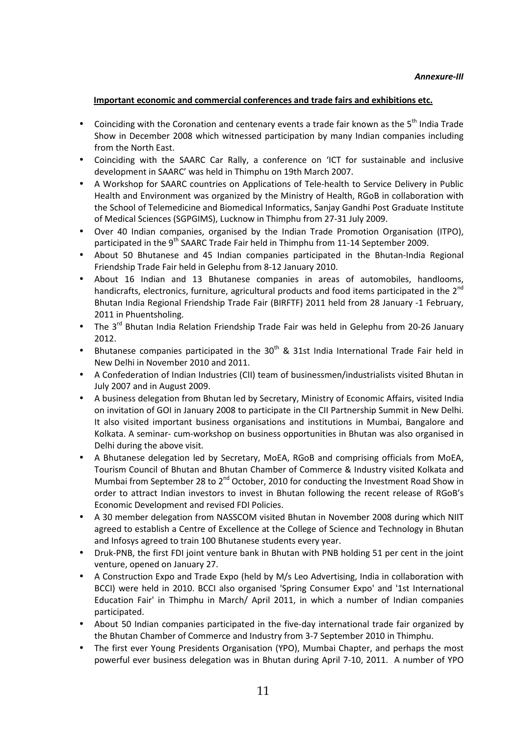*Annexure-III*

**Important economic and commercial conferences and trade fairs and exhibitions etc.**

- Coinciding with the Coronation and centenary events a trade fair known as the 5th India Trade Show in December 2008 which witnessed participation by many Indian companies including from the North East.
- Coinciding with the SAARC Car Rally, a conference on 'ICT for sustainable and inclusive development in SAARC' was held in Thimphu on 19th March 2007.
- A Workshop for SAARC countries on Applications of Tele-health to Service Delivery in Public Health and Environment was organized by the Ministry of Health, RGoB in collaboration with the School of Telemedicine and Biomedical Informatics, Sanjay Gandhi Post Graduate Institute of Medical Sciences (SGPGIMS), Lucknow in Thimphu from 27-31 July 2009.
- Over 40 Indian companies, organised by the Indian Trade Promotion Organisation (ITPO), participated in the 9th SAARC Trade Fair held in Thimphu from 11-14 September 2009.
- About 50 Bhutanese and 45 Indian companies participated in the Bhutan-India Regional Friendship Trade Fair held in Gelephu from 8-12 January 2010.
- About 16 Indian and 13 Bhutanese companies in areas of automobiles, handlooms, handicrafts, electronics, furniture, agricultural products and food items participated in the 2nd Bhutan India Regional Friendship Trade Fair (BIRFTF) 2011 held from 28 January -1 February, 2011 in Phuentsholing.
- The 3rd Bhutan India Relation Friendship Trade Fair was held in Gelephu from 20-26 January 2012.
- Bhutanese companies participated in the 30th & 31st India International Trade Fair held in New Delhi in November 2010 and 2011.
- A Confederation of Indian Industries (CII) team of businessmen/industrialists visited Bhutan in July 2007 and in August 2009.
- A business delegation from Bhutan led by Secretary, Ministry of Economic Affairs, visited India on invitation of GOI in January 2008 to participate in the CII Partnership Summit in New Delhi. It also visited important business organisations and institutions in Mumbai, Bangalore and Kolkata. A seminar- cum-workshop on business opportunities in Bhutan was also organised in Delhi during the above visit.
- A Bhutanese delegation led by Secretary, MoEA, RGoB and comprising officials from MoEA, Tourism Council of Bhutan and Bhutan Chamber of Commerce & Industry visited Kolkata and Mumbai from September 28 to 2nd October, 2010 for conducting the Investment Road Show in order to attract Indian investors to invest in Bhutan following the recent release of RGoB's Economic Development and revised FDI Policies.
- A 30 member delegation from NASSCOM visited Bhutan in November 2008 during which NIIT agreed to establish a Centre of Excellence at the College of Science and Technology in Bhutan and Infosys agreed to train 100 Bhutanese students every year.
- Druk-PNB, the first FDI joint venture bank in Bhutan with PNB holding 51 per cent in the joint venture, opened on January 27.
- A Construction Expo and Trade Expo (held by M/s Leo Advertising, India in collaboration with BCCI) were held in 2010. BCCI also organised 'Spring Consumer Expo' and '1st International Education Fair' in Thimphu in March/ April 2011, in which a number of Indian companies participated.
- About 50 Indian companies participated in the five-day international trade fair organized by the Bhutan Chamber of Commerce and Industry from 3-7 September 2010 in Thimphu.
- The first ever Young Presidents Organisation (YPO), Mumbai Chapter, and perhaps the most powerful ever business delegation was in Bhutan during April 7-10, 2011. A number of YPO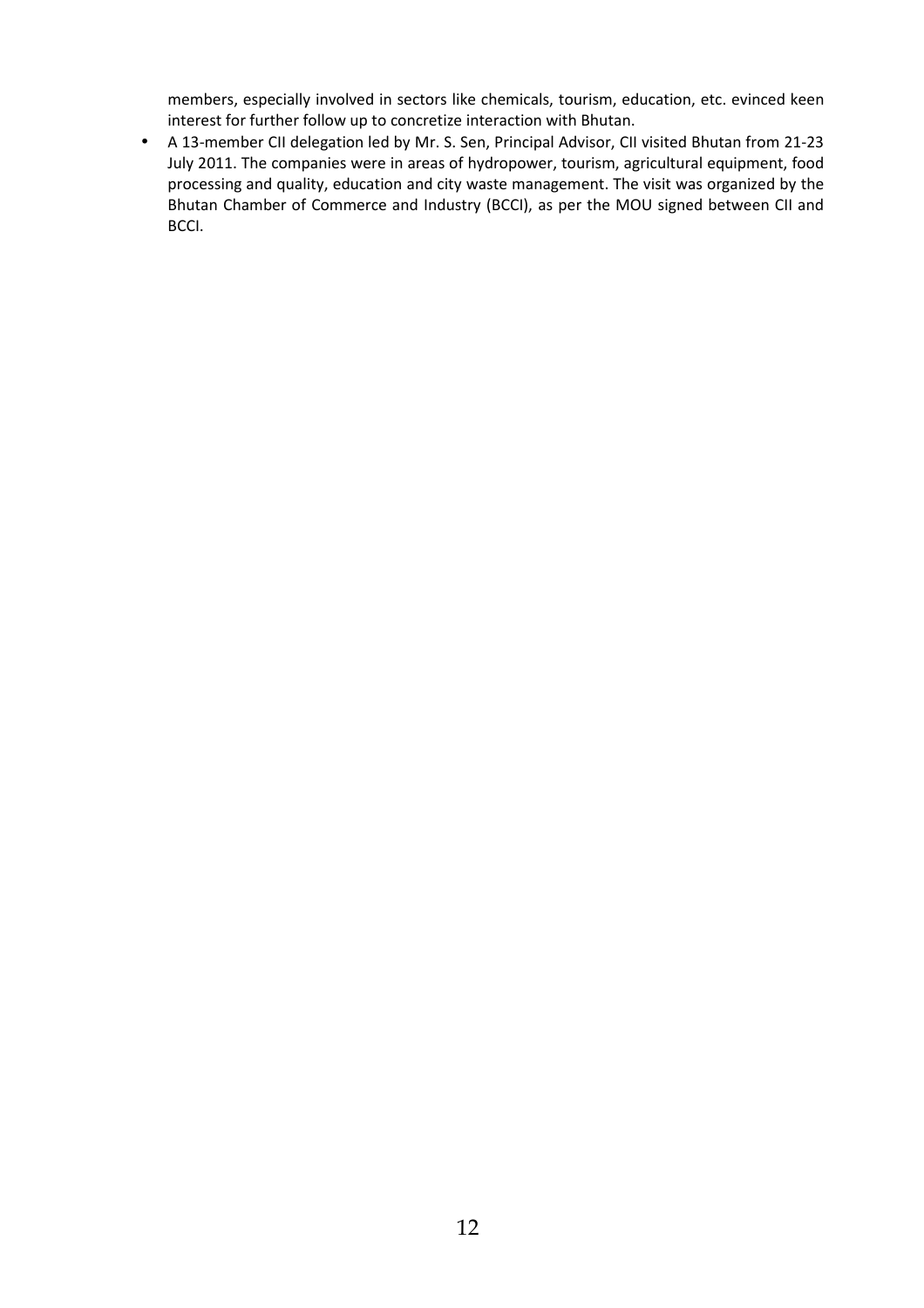members, especially involved in sectors like chemicals, tourism, education, etc. evinced keen interest for further follow up to concretize interaction with Bhutan.

- A 13-member CII delegation led by Mr. S. Sen, Principal Advisor, CII visited Bhutan from 21-23 July 2011. The companies were in areas of hydropower, tourism, agricultural equipment, food processing and quality, education and city waste management. The visit was organized by the Bhutan Chamber of Commerce and Industry (BCCI), as per the MOU signed between CII and BCCI.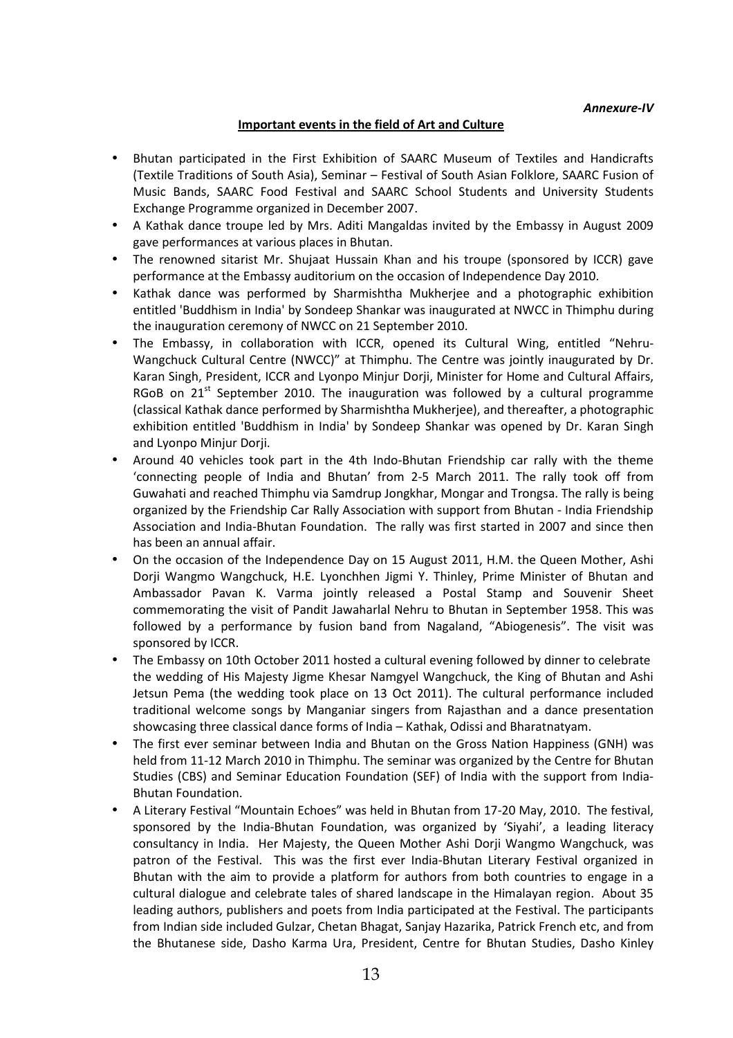*Annexure-IV*

## Important events in the field of Art and Culture

- Bhutan participated in the First Exhibition of SAARC Museum of Textiles and Handicrafts (Textile Traditions of South Asia), Seminar – Festival of South Asian Folklore, SAARC Fusion of Music Bands, SAARC Food Festival and SAARC School Students and University Students Exchange Programme organized in December 2007.
- A Kathak dance troupe led by Mrs. Aditi Mangaldas invited by the Embassy in August 2009 gave performances at various places in Bhutan.
- The renowned sitarist Mr. Shujaat Hussain Khan and his troupe (sponsored by ICCR) gave performance at the Embassy auditorium on the occasion of Independence Day 2010.
- Kathak dance was performed by Sharmishtha Mukherjee and a photographic exhibition entitled 'Buddhism in India' by Sondeep Shankar was inaugurated at NWCC in Thimphu during the inauguration ceremony of NWCC on 21 September 2010.
- The Embassy, in collaboration with ICCR, opened its Cultural Wing, entitled "Nehru-Wangchuck Cultural Centre (NWCC)" at Thimphu. The Centre was jointly inaugurated by Dr. Karan Singh, President, ICCR and Lyonpo Minjur Dorji, Minister for Home and Cultural Affairs, RGoB on 21st September 2010. The inauguration was followed by a cultural programme (classical Kathak dance performed by Sharmishtha Mukherjee), and thereafter, a photographic exhibition entitled 'Buddhism in India' by Sondeep Shankar was opened by Dr. Karan Singh and Lyonpo Minjur Dorji.
- Around 40 vehicles took part in the 4th Indo-Bhutan Friendship car rally with the theme 'connecting people of India and Bhutan' from 2-5 March 2011. The rally took off from Guwahati and reached Thimphu via Samdrup Jongkhar, Mongar and Trongsa. The rally is being organized by the Friendship Car Rally Association with support from Bhutan - India Friendship Association and India-Bhutan Foundation. The rally was first started in 2007 and since then has been an annual affair.
- On the occasion of the Independence Day on 15 August 2011, H.M. the Queen Mother, Ashi Dorji Wangmo Wangchuck, H.E. Lyonchhen Jigmi Y. Thinley, Prime Minister of Bhutan and Ambassador Pavan K. Varma jointly released a Postal Stamp and Souvenir Sheet commemorating the visit of Pandit Jawaharlal Nehru to Bhutan in September 1958. This was followed by a performance by fusion band from Nagaland, "Abiogenesis". The visit was sponsored by ICCR.
- The Embassy on 10th October 2011 hosted a cultural evening followed by dinner to celebrate the wedding of His Majesty Jigme Khesar Namgyel Wangchuck, the King of Bhutan and Ashi Jetsun Pema (the wedding took place on 13 Oct 2011). The cultural performance included traditional welcome songs by Manganiar singers from Rajasthan and a dance presentation showcasing three classical dance forms of India – Kathak, Odissi and Bharatnatyam.
- The first ever seminar between India and Bhutan on the Gross Nation Happiness (GNH) was held from 11-12 March 2010 in Thimphu. The seminar was organized by the Centre for Bhutan Studies (CBS) and Seminar Education Foundation (SEF) of India with the support from India-Bhutan Foundation.
- A Literary Festival "Mountain Echoes" was held in Bhutan from 17-20 May, 2010. The festival, sponsored by the India-Bhutan Foundation, was organized by 'Siyahi', a leading literacy consultancy in India. Her Majesty, the Queen Mother Ashi Dorji Wangmo Wangchuck, was patron of the Festival. This was the first ever India-Bhutan Literary Festival organized in Bhutan with the aim to provide a platform for authors from both countries to engage in a cultural dialogue and celebrate tales of shared landscape in the Himalayan region. About 35 leading authors, publishers and poets from India participated at the Festival. The participants from Indian side included Gulzar, Chetan Bhagat, Sanjay Hazarika, Patrick French etc, and from the Bhutanese side, Dasho Karma Ura, President, Centre for Bhutan Studies, Dasho Kinley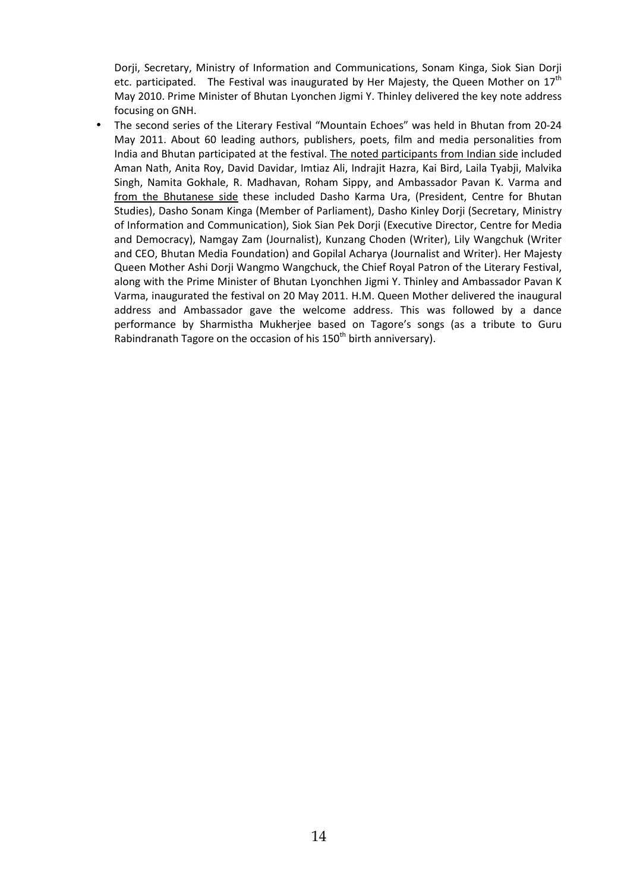Dorji, Secretary, Ministry of Information and Communications, Sonam Kinga, Siok Sian Dorji etc. participated. The Festival was inaugurated by Her Majesty, the Queen Mother on 17th May 2010. Prime Minister of Bhutan Lyonchen Jigmi Y. Thinley delivered the key note address focusing on GNH.

- The second series of the Literary Festival "Mountain Echoes" was held in Bhutan from 20-24 May 2011. About 60 leading authors, publishers, poets, film and media personalities from India and Bhutan participated at the festival. The noted participants from Indian side included Aman Nath, Anita Roy, David Davidar, Imtiaz Ali, Indrajit Hazra, Kai Bird, Laila Tyabji, Malvika Singh, Namita Gokhale, R. Madhavan, Roham Sippy, and Ambassador Pavan K. Varma and from the Bhutanese side these included Dasho Karma Ura, (President, Centre for Bhutan Studies), Dasho Sonam Kinga (Member of Parliament), Dasho Kinley Dorji (Secretary, Ministry of Information and Communication), Siok Sian Pek Dorji (Executive Director, Centre for Media and Democracy), Namgay Zam (Journalist), Kunzang Choden (Writer), Lily Wangchuk (Writer and CEO, Bhutan Media Foundation) and Gopilal Acharya (Journalist and Writer). Her Majesty Queen Mother Ashi Dorji Wangmo Wangchuck, the Chief Royal Patron of the Literary Festival, along with the Prime Minister of Bhutan Lyonchhen Jigmi Y. Thinley and Ambassador Pavan K Varma, inaugurated the festival on 20 May 2011. H.M. Queen Mother delivered the inaugural address and Ambassador gave the welcome address. This was followed by a dance performance by Sharmistha Mukherjee based on Tagore's songs (as a tribute to Guru Rabindranath Tagore on the occasion of his 150th birth anniversary).